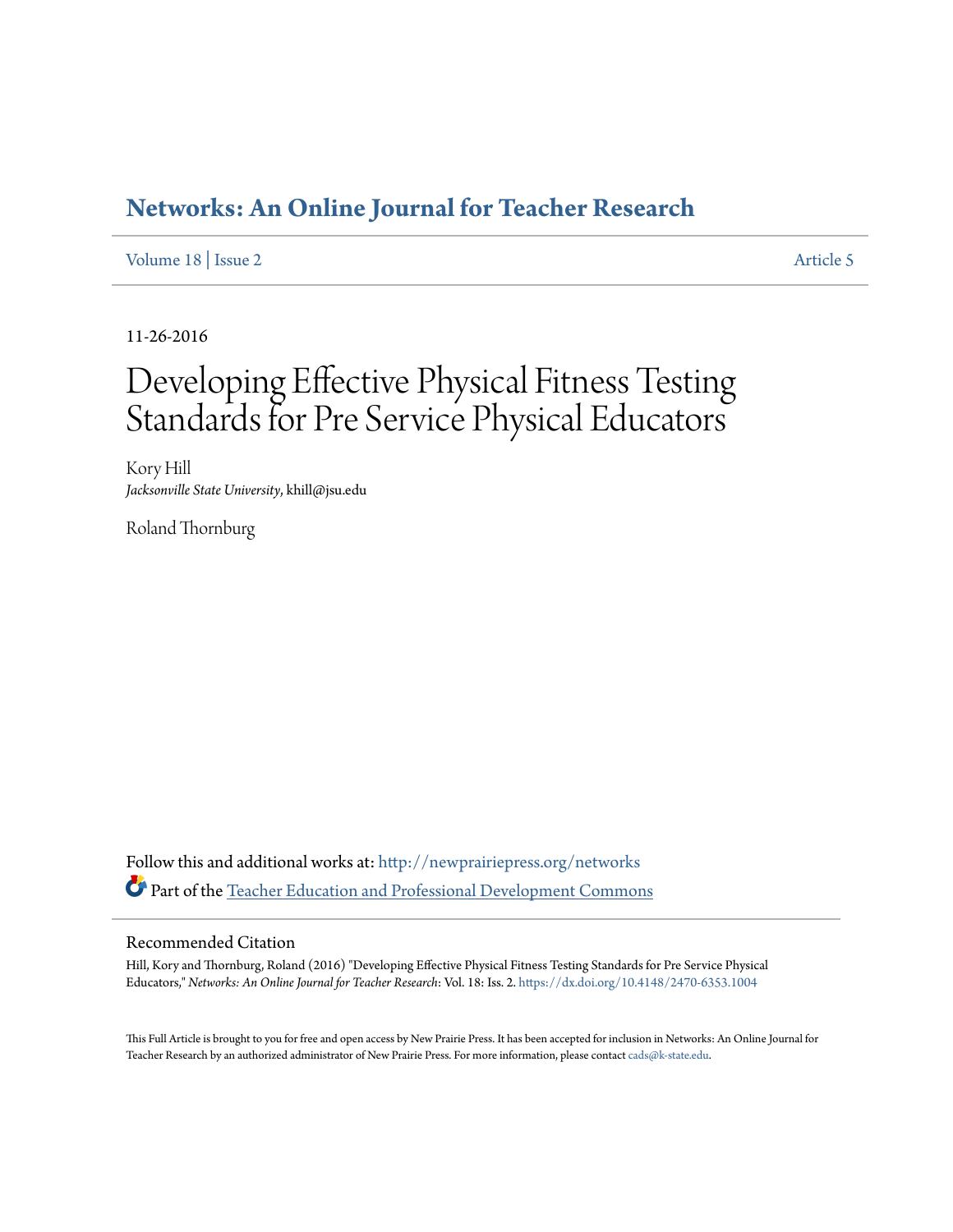# Networks: An Online Journal for Teacher Research

Volume 18 | Issue 2 Article 5

11-26-2016

# Developing Effective Physical Fitness Testing Standards for Pre Service Physical Educators

Kory Hill
*Jacksonville State University*, khill@jsu.edu

Roland Thornburg

Follow this and additional works at: http://newprairiepress.org/networks

Part of the Teacher Education and Professional Development Commons

## Recommended Citation

Hill, Kory and Thornburg, Roland (2016) "Developing Effective Physical Fitness Testing Standards for Pre Service Physical Educators," *Networks: An Online Journal for Teacher Research*: Vol. 18: Iss. 2. https://dx.doi.org/10.4148/2470-6353.1004

This Full Article is brought to you for free and open access by New Prairie Press. It has been accepted for inclusion in Networks: An Online Journal for Teacher Research by an authorized administrator of New Prairie Press. For more information, please contact cads@k-state.edu.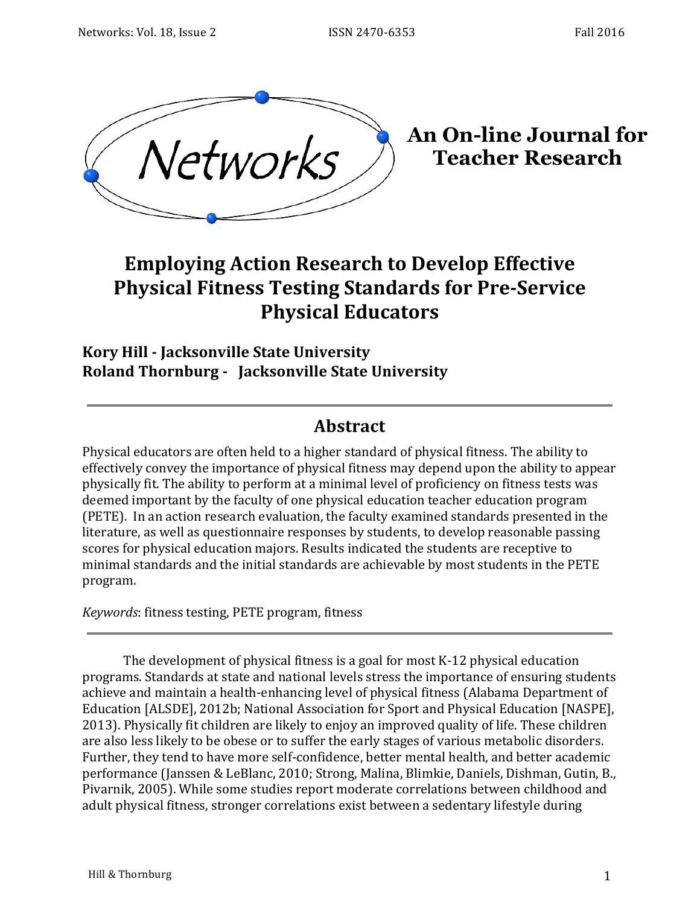# Employing Action Research to Develop Effective Physical Fitness Testing Standards for Pre-Service Physical Educators

**Kory Hill - Jacksonville State University**
**Roland Thornburg - Jacksonville State University**

## Abstract

Physical educators are often held to a higher standard of physical fitness. The ability to effectively convey the importance of physical fitness may depend upon the ability to appear physically fit. The ability to perform at a minimal level of proficiency on fitness tests was deemed important by the faculty of one physical education teacher education program (PETE). In an action research evaluation, the faculty examined standards presented in the literature, as well as questionnaire responses by students, to develop reasonable passing scores for physical education majors. Results indicated the students are receptive to minimal standards and the initial standards are achievable by most students in the PETE program.

*Keywords*: fitness testing, PETE program, fitness

The development of physical fitness is a goal for most K-12 physical education programs. Standards at state and national levels stress the importance of ensuring students achieve and maintain a health-enhancing level of physical fitness (Alabama Department of Education [ALSDE], 2012b; National Association for Sport and Physical Education [NASPE], 2013). Physically fit children are likely to enjoy an improved quality of life. These children are also less likely to be obese or to suffer the early stages of various metabolic disorders. Further, they tend to have more self-confidence, better mental health, and better academic performance (Janssen & LeBlanc, 2010; Strong, Malina, Blimkie, Daniels, Dishman, Gutin, B., Pivarnik, 2005). While some studies report moderate correlations between childhood and adult physical fitness, stronger correlations exist between a sedentary lifestyle during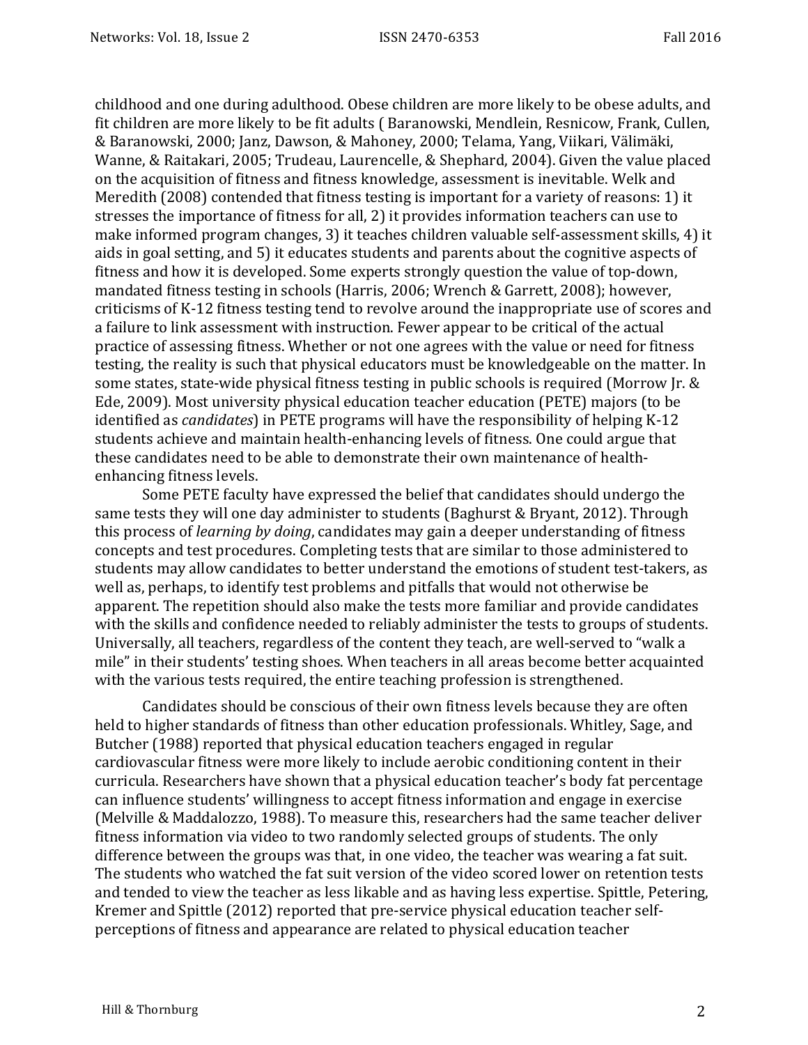childhood and one during adulthood. Obese children are more likely to be obese adults, and fit children are more likely to be fit adults ( Baranowski, Mendlein, Resnicow, Frank, Cullen, & Baranowski, 2000; Janz, Dawson, & Mahoney, 2000; Telama, Yang, Viikari, Välimäki, Wanne, & Raitakari, 2005; Trudeau, Laurencelle, & Shephard, 2004). Given the value placed on the acquisition of fitness and fitness knowledge, assessment is inevitable. Welk and Meredith (2008) contended that fitness testing is important for a variety of reasons: 1) it stresses the importance of fitness for all, 2) it provides information teachers can use to make informed program changes, 3) it teaches children valuable self-assessment skills, 4) it aids in goal setting, and 5) it educates students and parents about the cognitive aspects of fitness and how it is developed. Some experts strongly question the value of top-down, mandated fitness testing in schools (Harris, 2006; Wrench & Garrett, 2008); however, criticisms of K-12 fitness testing tend to revolve around the inappropriate use of scores and a failure to link assessment with instruction. Fewer appear to be critical of the actual practice of assessing fitness. Whether or not one agrees with the value or need for fitness testing, the reality is such that physical educators must be knowledgeable on the matter. In some states, state-wide physical fitness testing in public schools is required (Morrow Jr. & Ede, 2009). Most university physical education teacher education (PETE) majors (to be identified as *candidates*) in PETE programs will have the responsibility of helping K-12 students achieve and maintain health-enhancing levels of fitness. One could argue that these candidates need to be able to demonstrate their own maintenance of health-enhancing fitness levels.

Some PETE faculty have expressed the belief that candidates should undergo the same tests they will one day administer to students (Baghurst & Bryant, 2012). Through this process of *learning by doing*, candidates may gain a deeper understanding of fitness concepts and test procedures. Completing tests that are similar to those administered to students may allow candidates to better understand the emotions of student test-takers, as well as, perhaps, to identify test problems and pitfalls that would not otherwise be apparent. The repetition should also make the tests more familiar and provide candidates with the skills and confidence needed to reliably administer the tests to groups of students. Universally, all teachers, regardless of the content they teach, are well-served to "walk a mile" in their students' testing shoes. When teachers in all areas become better acquainted with the various tests required, the entire teaching profession is strengthened.

Candidates should be conscious of their own fitness levels because they are often held to higher standards of fitness than other education professionals. Whitley, Sage, and Butcher (1988) reported that physical education teachers engaged in regular cardiovascular fitness were more likely to include aerobic conditioning content in their curricula. Researchers have shown that a physical education teacher's body fat percentage can influence students' willingness to accept fitness information and engage in exercise (Melville & Maddalozzo, 1988). To measure this, researchers had the same teacher deliver fitness information via video to two randomly selected groups of students. The only difference between the groups was that, in one video, the teacher was wearing a fat suit. The students who watched the fat suit version of the video scored lower on retention tests and tended to view the teacher as less likable and as having less expertise. Spittle, Petering, Kremer and Spittle (2012) reported that pre-service physical education teacher self-perceptions of fitness and appearance are related to physical education teacher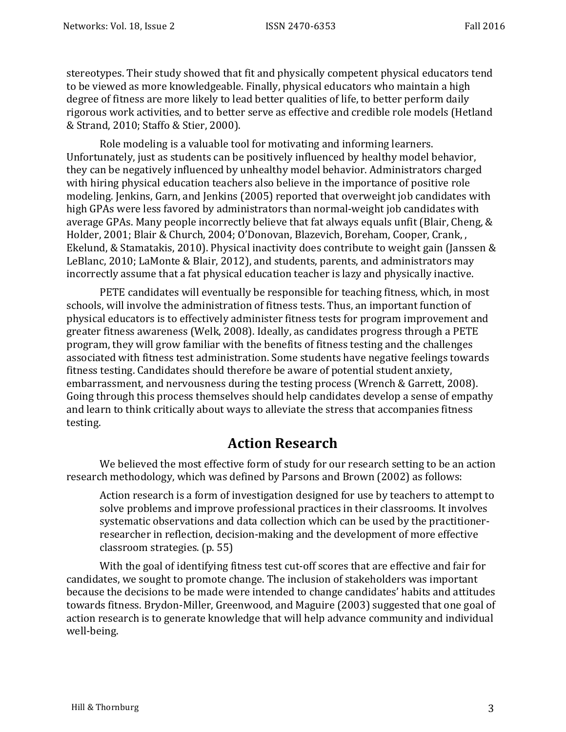stereotypes. Their study showed that fit and physically competent physical educators tend to be viewed as more knowledgeable. Finally, physical educators who maintain a high degree of fitness are more likely to lead better qualities of life, to better perform daily rigorous work activities, and to better serve as effective and credible role models (Hetland & Strand, 2010; Staffo & Stier, 2000).

Role modeling is a valuable tool for motivating and informing learners. Unfortunately, just as students can be positively influenced by healthy model behavior, they can be negatively influenced by unhealthy model behavior. Administrators charged with hiring physical education teachers also believe in the importance of positive role modeling. Jenkins, Garn, and Jenkins (2005) reported that overweight job candidates with high GPAs were less favored by administrators than normal-weight job candidates with average GPAs. Many people incorrectly believe that fat always equals unfit (Blair, Cheng, & Holder, 2001; Blair & Church, 2004; O'Donovan, Blazevich, Boreham, Cooper, Crank, , Ekelund, & Stamatakis, 2010). Physical inactivity does contribute to weight gain (Janssen & LeBlanc, 2010; LaMonte & Blair, 2012), and students, parents, and administrators may incorrectly assume that a fat physical education teacher is lazy and physically inactive.

PETE candidates will eventually be responsible for teaching fitness, which, in most schools, will involve the administration of fitness tests. Thus, an important function of physical educators is to effectively administer fitness tests for program improvement and greater fitness awareness (Welk, 2008). Ideally, as candidates progress through a PETE program, they will grow familiar with the benefits of fitness testing and the challenges associated with fitness test administration. Some students have negative feelings towards fitness testing. Candidates should therefore be aware of potential student anxiety, embarrassment, and nervousness during the testing process (Wrench & Garrett, 2008). Going through this process themselves should help candidates develop a sense of empathy and learn to think critically about ways to alleviate the stress that accompanies fitness testing.

## Action Research

We believed the most effective form of study for our research setting to be an action research methodology, which was defined by Parsons and Brown (2002) as follows:

> Action research is a form of investigation designed for use by teachers to attempt to solve problems and improve professional practices in their classrooms. It involves systematic observations and data collection which can be used by the practitioner-researcher in reflection, decision-making and the development of more effective classroom strategies. (p. 55)

With the goal of identifying fitness test cut-off scores that are effective and fair for candidates, we sought to promote change. The inclusion of stakeholders was important because the decisions to be made were intended to change candidates' habits and attitudes towards fitness. Brydon-Miller, Greenwood, and Maguire (2003) suggested that one goal of action research is to generate knowledge that will help advance community and individual well-being.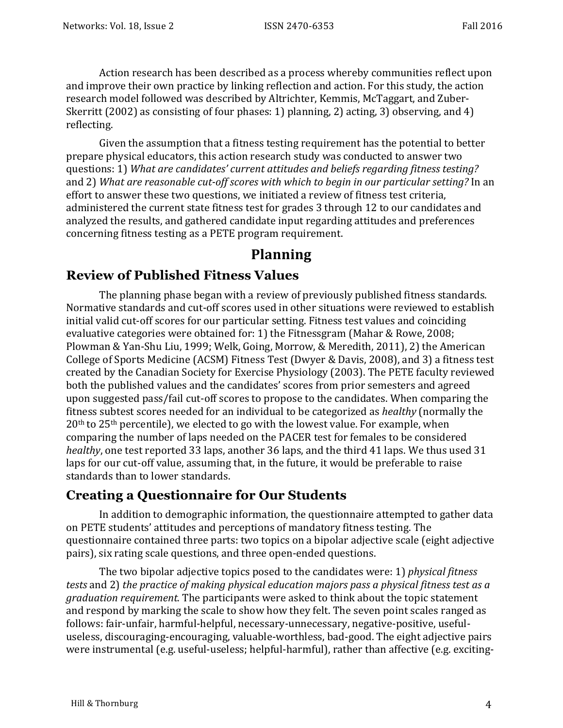Action research has been described as a process whereby communities reflect upon and improve their own practice by linking reflection and action. For this study, the action research model followed was described by Altrichter, Kemmis, McTaggart, and Zuber-Skerritt (2002) as consisting of four phases: 1) planning, 2) acting, 3) observing, and 4) reflecting.

Given the assumption that a fitness testing requirement has the potential to better prepare physical educators, this action research study was conducted to answer two questions: 1) *What are candidates' current attitudes and beliefs regarding fitness testing?* and 2) *What are reasonable cut-off scores with which to begin in our particular setting?* In an effort to answer these two questions, we initiated a review of fitness test criteria, administered the current state fitness test for grades 3 through 12 to our candidates and analyzed the results, and gathered candidate input regarding attitudes and preferences concerning fitness testing as a PETE program requirement.

# Planning

## Review of Published Fitness Values

The planning phase began with a review of previously published fitness standards. Normative standards and cut-off scores used in other situations were reviewed to establish initial valid cut-off scores for our particular setting. Fitness test values and coinciding evaluative categories were obtained for: 1) the Fitnessgram (Mahar & Rowe, 2008; Plowman & Yan-Shu Liu, 1999; Welk, Going, Morrow, & Meredith, 2011), 2) the American College of Sports Medicine (ACSM) Fitness Test (Dwyer & Davis, 2008), and 3) a fitness test created by the Canadian Society for Exercise Physiology (2003). The PETE faculty reviewed both the published values and the candidates' scores from prior semesters and agreed upon suggested pass/fail cut-off scores to propose to the candidates. When comparing the fitness subtest scores needed for an individual to be categorized as *healthy* (normally the 20th to 25th percentile), we elected to go with the lowest value. For example, when comparing the number of laps needed on the PACER test for females to be considered *healthy*, one test reported 33 laps, another 36 laps, and the third 41 laps. We thus used 31 laps for our cut-off value, assuming that, in the future, it would be preferable to raise standards than to lower standards.

## Creating a Questionnaire for Our Students

In addition to demographic information, the questionnaire attempted to gather data on PETE students' attitudes and perceptions of mandatory fitness testing. The questionnaire contained three parts: two topics on a bipolar adjective scale (eight adjective pairs), six rating scale questions, and three open-ended questions.

The two bipolar adjective topics posed to the candidates were: 1) *physical fitness tests* and 2) *the practice of making physical education majors pass a physical fitness test as a graduation requirement.* The participants were asked to think about the topic statement and respond by marking the scale to show how they felt. The seven point scales ranged as follows: fair-unfair, harmful-helpful, necessary-unnecessary, negative-positive, useful-useless, discouraging-encouraging, valuable-worthless, bad-good. The eight adjective pairs were instrumental (e.g. useful-useless; helpful-harmful), rather than affective (e.g. exciting-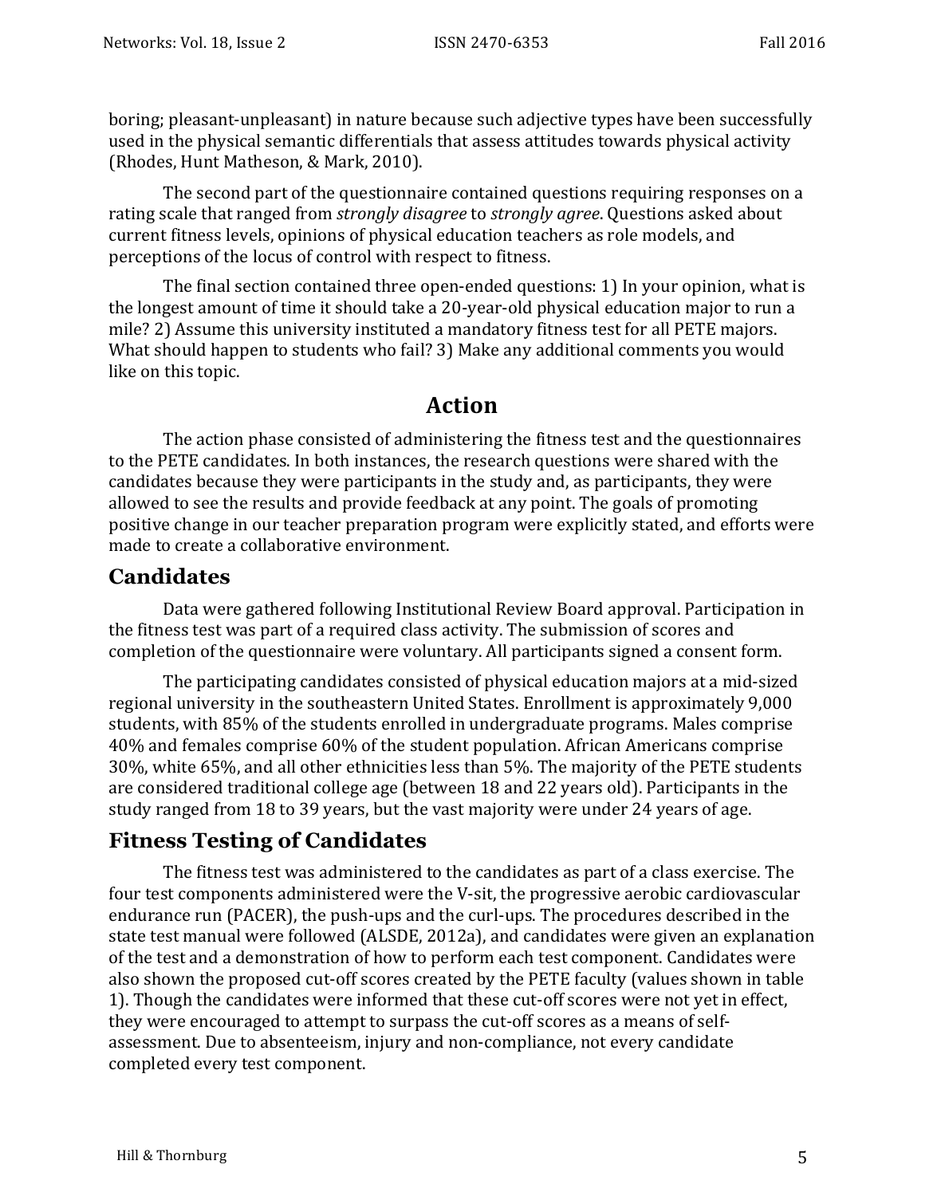boring; pleasant-unpleasant) in nature because such adjective types have been successfully used in the physical semantic differentials that assess attitudes towards physical activity (Rhodes, Hunt Matheson, & Mark, 2010).

The second part of the questionnaire contained questions requiring responses on a rating scale that ranged from *strongly disagree* to *strongly agree*. Questions asked about current fitness levels, opinions of physical education teachers as role models, and perceptions of the locus of control with respect to fitness.

The final section contained three open-ended questions: 1) In your opinion, what is the longest amount of time it should take a 20-year-old physical education major to run a mile? 2) Assume this university instituted a mandatory fitness test for all PETE majors. What should happen to students who fail? 3) Make any additional comments you would like on this topic.

# Action

The action phase consisted of administering the fitness test and the questionnaires to the PETE candidates. In both instances, the research questions were shared with the candidates because they were participants in the study and, as participants, they were allowed to see the results and provide feedback at any point. The goals of promoting positive change in our teacher preparation program were explicitly stated, and efforts were made to create a collaborative environment.

## Candidates

Data were gathered following Institutional Review Board approval. Participation in the fitness test was part of a required class activity. The submission of scores and completion of the questionnaire were voluntary. All participants signed a consent form.

The participating candidates consisted of physical education majors at a mid-sized regional university in the southeastern United States. Enrollment is approximately 9,000 students, with 85% of the students enrolled in undergraduate programs. Males comprise 40% and females comprise 60% of the student population. African Americans comprise 30%, white 65%, and all other ethnicities less than 5%. The majority of the PETE students are considered traditional college age (between 18 and 22 years old). Participants in the study ranged from 18 to 39 years, but the vast majority were under 24 years of age.

## Fitness Testing of Candidates

The fitness test was administered to the candidates as part of a class exercise. The four test components administered were the V-sit, the progressive aerobic cardiovascular endurance run (PACER), the push-ups and the curl-ups. The procedures described in the state test manual were followed (ALSDE, 2012a), and candidates were given an explanation of the test and a demonstration of how to perform each test component. Candidates were also shown the proposed cut-off scores created by the PETE faculty (values shown in table 1). Though the candidates were informed that these cut-off scores were not yet in effect, they were encouraged to attempt to surpass the cut-off scores as a means of self-assessment. Due to absenteeism, injury and non-compliance, not every candidate completed every test component.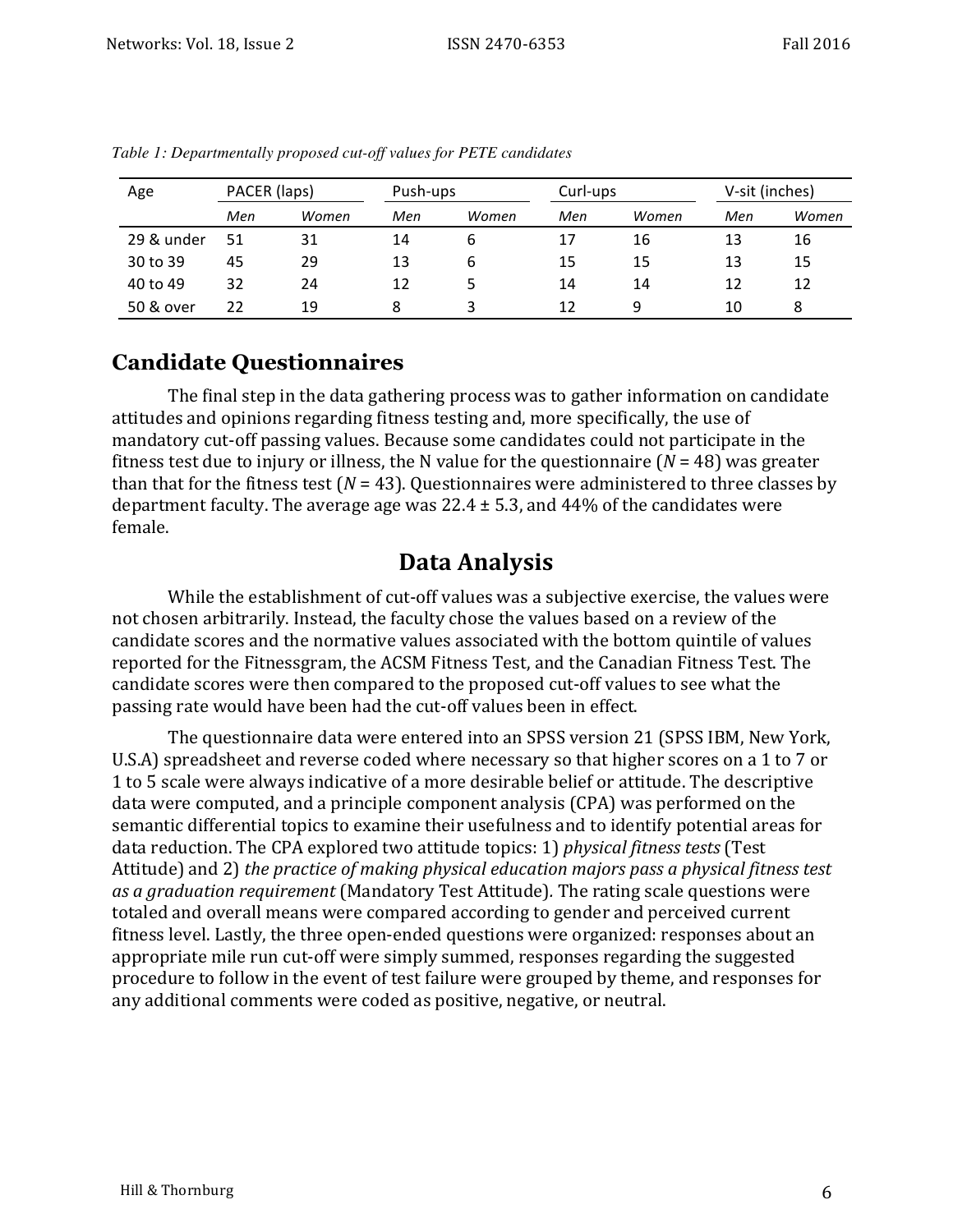*Table 1: Departmentally proposed cut-off values for PETE candidates*

| Age | PACER (laps) | | Push-ups | | Curl-ups | | V-sit (inches) | |
|---|---|---|---|---|---|---|---|---|
| | *Men* | *Women* | *Men* | *Women* | *Men* | *Women* | *Men* | *Women* |
| 29 & under | 51 | 31 | 14 | 6 | 17 | 16 | 13 | 16 |
| 30 to 39 | 45 | 29 | 13 | 6 | 15 | 15 | 13 | 15 |
| 40 to 49 | 32 | 24 | 12 | 5 | 14 | 14 | 12 | 12 |
| 50 & over | 22 | 19 | 8 | 3 | 12 | 9 | 10 | 8 |

## Candidate Questionnaires

The final step in the data gathering process was to gather information on candidate attitudes and opinions regarding fitness testing and, more specifically, the use of mandatory cut-off passing values. Because some candidates could not participate in the fitness test due to injury or illness, the N value for the questionnaire ($N = 48$) was greater than that for the fitness test ($N = 43$). Questionnaires were administered to three classes by department faculty. The average age was 22.4 ± 5.3, and 44% of the candidates were female.

## Data Analysis

While the establishment of cut-off values was a subjective exercise, the values were not chosen arbitrarily. Instead, the faculty chose the values based on a review of the candidate scores and the normative values associated with the bottom quintile of values reported for the Fitnessgram, the ACSM Fitness Test, and the Canadian Fitness Test. The candidate scores were then compared to the proposed cut-off values to see what the passing rate would have been had the cut-off values been in effect.

The questionnaire data were entered into an SPSS version 21 (SPSS IBM, New York, U.S.A) spreadsheet and reverse coded where necessary so that higher scores on a 1 to 7 or 1 to 5 scale were always indicative of a more desirable belief or attitude. The descriptive data were computed, and a principle component analysis (CPA) was performed on the semantic differential topics to examine their usefulness and to identify potential areas for data reduction. The CPA explored two attitude topics: 1) *physical fitness tests* (Test Attitude) and 2) *the practice of making physical education majors pass a physical fitness test as a graduation requirement* (Mandatory Test Attitude). The rating scale questions were totaled and overall means were compared according to gender and perceived current fitness level. Lastly, the three open-ended questions were organized: responses about an appropriate mile run cut-off were simply summed, responses regarding the suggested procedure to follow in the event of test failure were grouped by theme, and responses for any additional comments were coded as positive, negative, or neutral.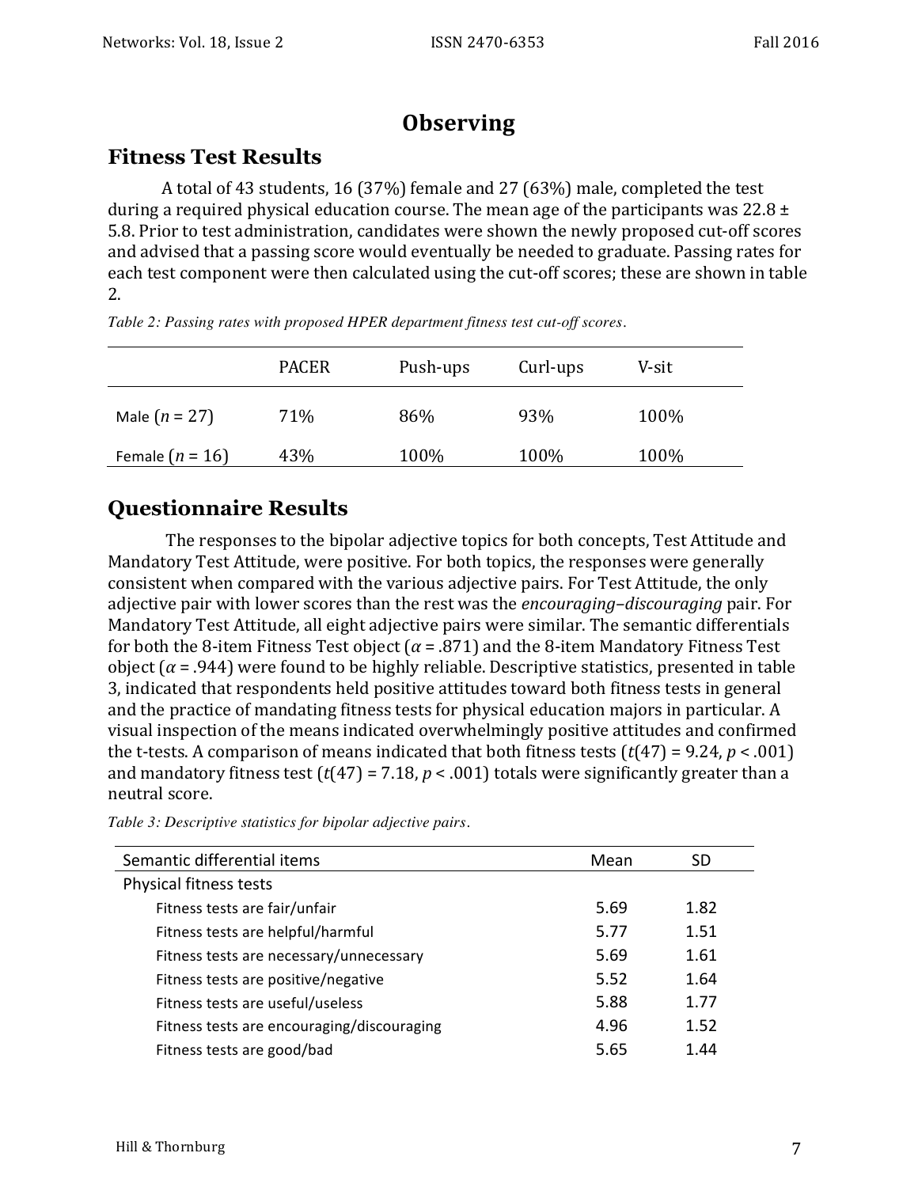# Observing

## Fitness Test Results

A total of 43 students, 16 (37%) female and 27 (63%) male, completed the test during a required physical education course. The mean age of the participants was 22.8 ± 5.8. Prior to test administration, candidates were shown the newly proposed cut-off scores and advised that a passing score would eventually be needed to graduate. Passing rates for each test component were then calculated using the cut-off scores; these are shown in table 2.

*Table 2: Passing rates with proposed HPER department fitness test cut-off scores.*

| | PACER | Push-ups | Curl-ups | V-sit |
|---|---|---|---|---|
| Male ($n$ = 27) | 71% | 86% | 93% | 100% |
| Female ($n$ = 16) | 43% | 100% | 100% | 100% |

## Questionnaire Results

The responses to the bipolar adjective topics for both concepts, Test Attitude and Mandatory Test Attitude, were positive. For both topics, the responses were generally consistent when compared with the various adjective pairs. For Test Attitude, the only adjective pair with lower scores than the rest was the *encouraging–discouraging* pair. For Mandatory Test Attitude, all eight adjective pairs were similar. The semantic differentials for both the 8-item Fitness Test object ($\alpha$ = .871) and the 8-item Mandatory Fitness Test object ($\alpha$ = .944) were found to be highly reliable. Descriptive statistics, presented in table 3, indicated that respondents held positive attitudes toward both fitness tests in general and the practice of mandating fitness tests for physical education majors in particular. A visual inspection of the means indicated overwhelmingly positive attitudes and confirmed the t-tests. A comparison of means indicated that both fitness tests ($t(47) = 9.24$, $p < .001$) and mandatory fitness test ($t(47) = 7.18$, $p < .001$) totals were significantly greater than a neutral score.

*Table 3: Descriptive statistics for bipolar adjective pairs.*

| Semantic differential items | Mean | SD |
|---|---|---|
| Physical fitness tests | | |
| Fitness tests are fair/unfair | 5.69 | 1.82 |
| Fitness tests are helpful/harmful | 5.77 | 1.51 |
| Fitness tests are necessary/unnecessary | 5.69 | 1.61 |
| Fitness tests are positive/negative | 5.52 | 1.64 |
| Fitness tests are useful/useless | 5.88 | 1.77 |
| Fitness tests are encouraging/discouraging | 4.96 | 1.52 |
| Fitness tests are good/bad | 5.65 | 1.44 |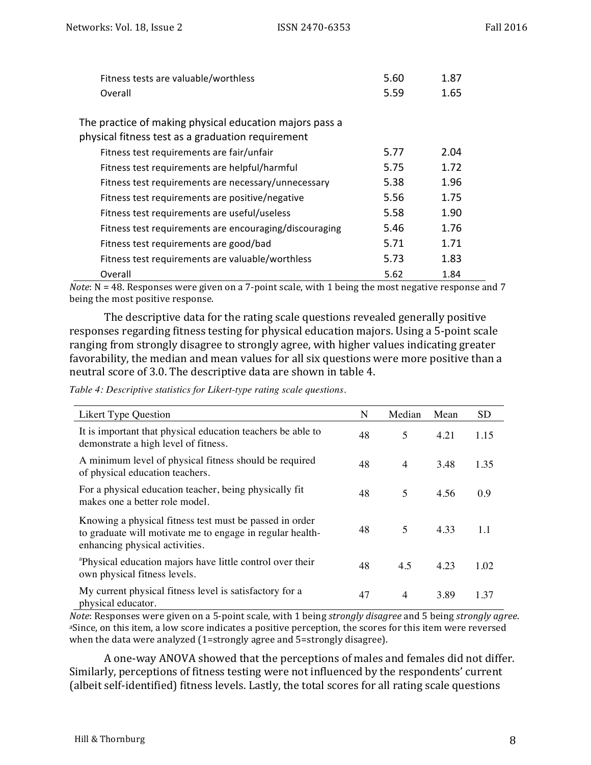| | | |
|---|---|---|
| Fitness tests are valuable/worthless | 5.60 | 1.87 |
| Overall | 5.59 | 1.65 |
| The practice of making physical education majors pass a physical fitness test as a graduation requirement | | |
| Fitness test requirements are fair/unfair | 5.77 | 2.04 |
| Fitness test requirements are helpful/harmful | 5.75 | 1.72 |
| Fitness test requirements are necessary/unnecessary | 5.38 | 1.96 |
| Fitness test requirements are positive/negative | 5.56 | 1.75 |
| Fitness test requirements are useful/useless | 5.58 | 1.90 |
| Fitness test requirements are encouraging/discouraging | 5.46 | 1.76 |
| Fitness test requirements are good/bad | 5.71 | 1.71 |
| Fitness test requirements are valuable/worthless | 5.73 | 1.83 |
| Overall | 5.62 | 1.84 |

*Note*: N = 48. Responses were given on a 7-point scale, with 1 being the most negative response and 7 being the most positive response.

The descriptive data for the rating scale questions revealed generally positive responses regarding fitness testing for physical education majors. Using a 5-point scale ranging from strongly disagree to strongly agree, with higher values indicating greater favorability, the median and mean values for all six questions were more positive than a neutral score of 3.0. The descriptive data are shown in table 4.

*Table 4: Descriptive statistics for Likert-type rating scale questions.*

| Likert Type Question | N | Median | Mean | SD |
|---|---|---|---|---|
| It is important that physical education teachers be able to demonstrate a high level of fitness. | 48 | 5 | 4.21 | 1.15 |
| A minimum level of physical fitness should be required of physical education teachers. | 48 | 4 | 3.48 | 1.35 |
| For a physical education teacher, being physically fit makes one a better role model. | 48 | 5 | 4.56 | 0.9 |
| Knowing a physical fitness test must be passed in order to graduate will motivate me to engage in regular health-enhancing physical activities. | 48 | 5 | 4.33 | 1.1 |
| [a]Physical education majors have little control over their own physical fitness levels. | 48 | 4.5 | 4.23 | 1.02 |
| My current physical fitness level is satisfactory for a physical educator. | 47 | 4 | 3.89 | 1.37 |

*Note*: Responses were given on a 5-point scale, with 1 being *strongly disagree* and 5 being *strongly agree*.
[a]Since, on this item, a low score indicates a positive perception, the scores for this item were reversed when the data were analyzed (1=strongly agree and 5=strongly disagree).

A one-way ANOVA showed that the perceptions of males and females did not differ. Similarly, perceptions of fitness testing were not influenced by the respondents' current (albeit self-identified) fitness levels. Lastly, the total scores for all rating scale questions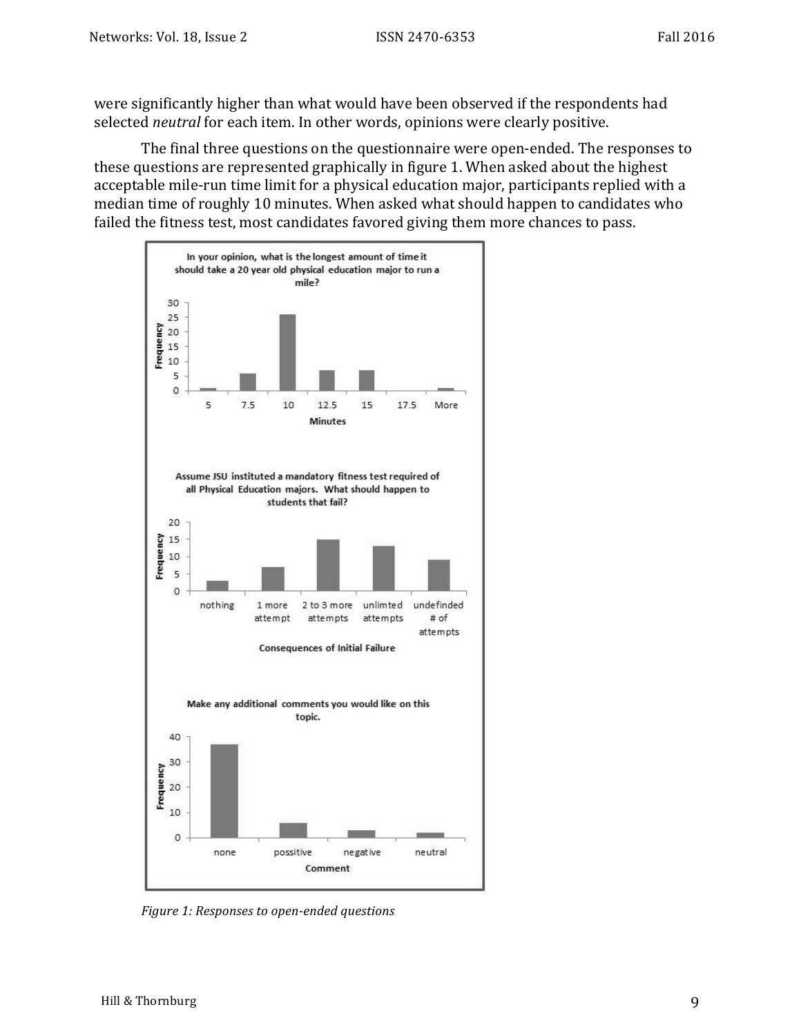were significantly higher than what would have been observed if the respondents had selected *neutral* for each item. In other words, opinions were clearly positive.

The final three questions on the questionnaire were open-ended. The responses to these questions are represented graphically in figure 1. When asked about the highest acceptable mile-run time limit for a physical education major, participants replied with a median time of roughly 10 minutes. When asked what should happen to candidates who failed the fitness test, most candidates favored giving them more chances to pass.

*Figure 1: Responses to open-ended questions*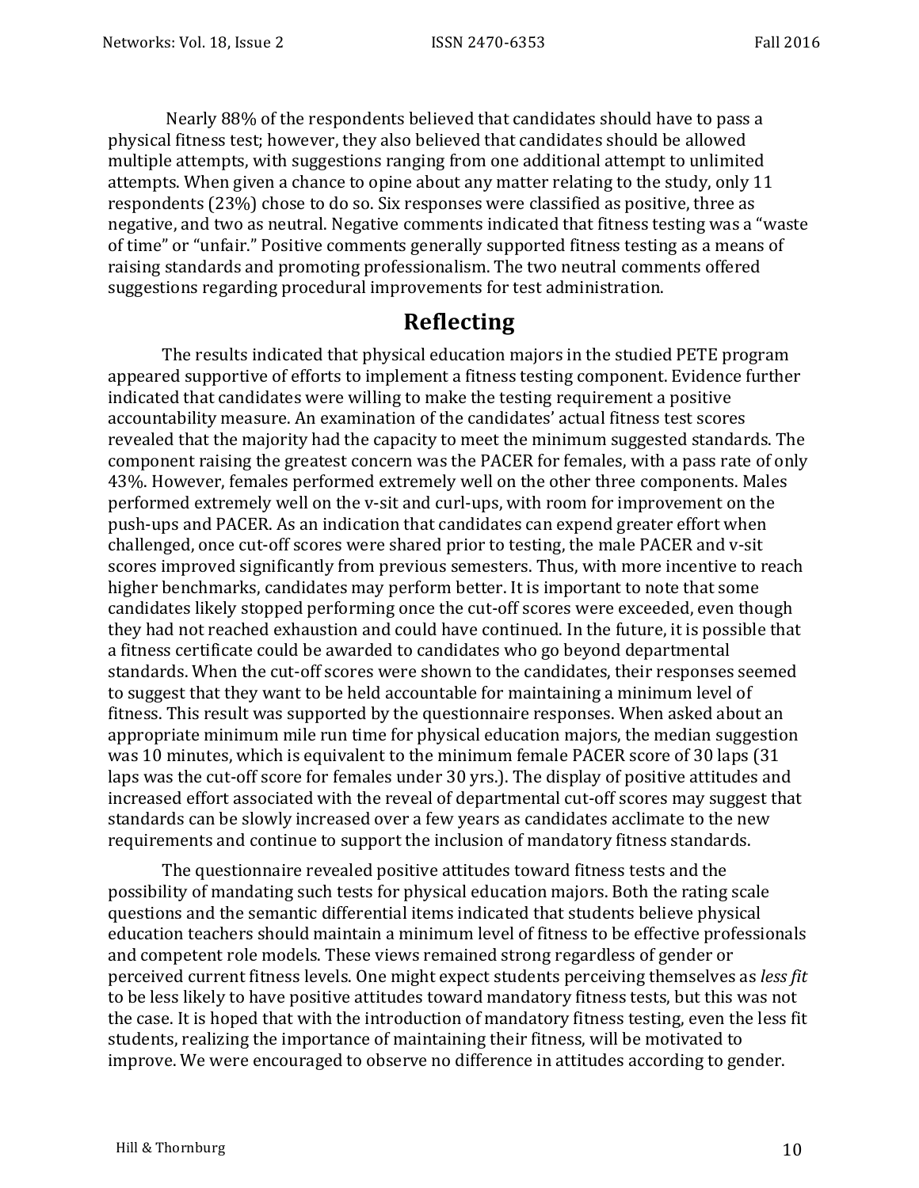Nearly 88% of the respondents believed that candidates should have to pass a physical fitness test; however, they also believed that candidates should be allowed multiple attempts, with suggestions ranging from one additional attempt to unlimited attempts. When given a chance to opine about any matter relating to the study, only 11 respondents (23%) chose to do so. Six responses were classified as positive, three as negative, and two as neutral. Negative comments indicated that fitness testing was a "waste of time" or "unfair." Positive comments generally supported fitness testing as a means of raising standards and promoting professionalism. The two neutral comments offered suggestions regarding procedural improvements for test administration.

## Reflecting

The results indicated that physical education majors in the studied PETE program appeared supportive of efforts to implement a fitness testing component. Evidence further indicated that candidates were willing to make the testing requirement a positive accountability measure. An examination of the candidates' actual fitness test scores revealed that the majority had the capacity to meet the minimum suggested standards. The component raising the greatest concern was the PACER for females, with a pass rate of only 43%. However, females performed extremely well on the other three components. Males performed extremely well on the v-sit and curl-ups, with room for improvement on the push-ups and PACER. As an indication that candidates can expend greater effort when challenged, once cut-off scores were shared prior to testing, the male PACER and v-sit scores improved significantly from previous semesters. Thus, with more incentive to reach higher benchmarks, candidates may perform better. It is important to note that some candidates likely stopped performing once the cut-off scores were exceeded, even though they had not reached exhaustion and could have continued. In the future, it is possible that a fitness certificate could be awarded to candidates who go beyond departmental standards. When the cut-off scores were shown to the candidates, their responses seemed to suggest that they want to be held accountable for maintaining a minimum level of fitness. This result was supported by the questionnaire responses. When asked about an appropriate minimum mile run time for physical education majors, the median suggestion was 10 minutes, which is equivalent to the minimum female PACER score of 30 laps (31 laps was the cut-off score for females under 30 yrs.). The display of positive attitudes and increased effort associated with the reveal of departmental cut-off scores may suggest that standards can be slowly increased over a few years as candidates acclimate to the new requirements and continue to support the inclusion of mandatory fitness standards.

The questionnaire revealed positive attitudes toward fitness tests and the possibility of mandating such tests for physical education majors. Both the rating scale questions and the semantic differential items indicated that students believe physical education teachers should maintain a minimum level of fitness to be effective professionals and competent role models. These views remained strong regardless of gender or perceived current fitness levels. One might expect students perceiving themselves as *less fit* to be less likely to have positive attitudes toward mandatory fitness tests, but this was not the case. It is hoped that with the introduction of mandatory fitness testing, even the less fit students, realizing the importance of maintaining their fitness, will be motivated to improve. We were encouraged to observe no difference in attitudes according to gender.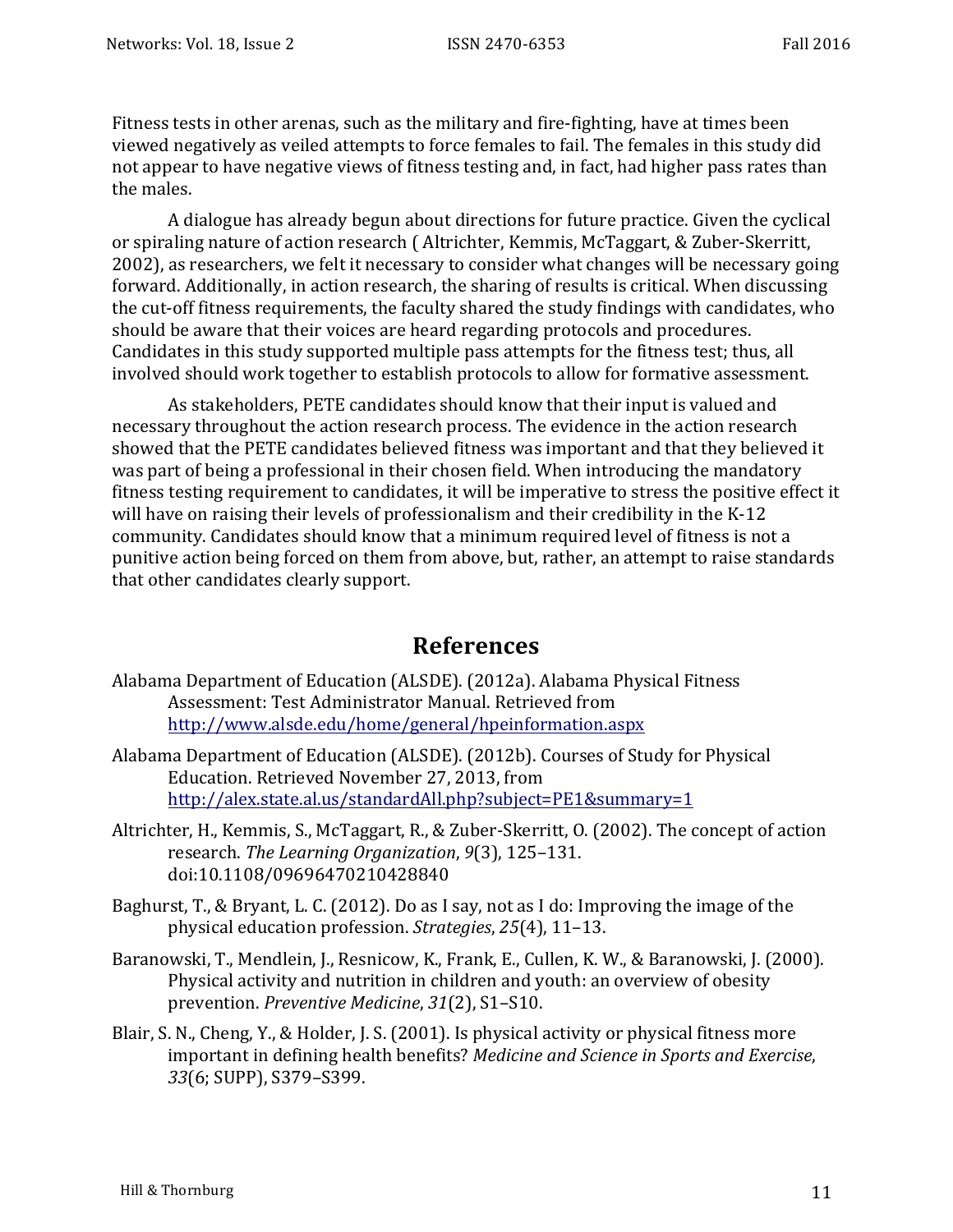Fitness tests in other arenas, such as the military and fire-fighting, have at times been viewed negatively as veiled attempts to force females to fail. The females in this study did not appear to have negative views of fitness testing and, in fact, had higher pass rates than the males.

A dialogue has already begun about directions for future practice. Given the cyclical or spiraling nature of action research ( Altrichter, Kemmis, McTaggart, & Zuber-Skerritt, 2002), as researchers, we felt it necessary to consider what changes will be necessary going forward. Additionally, in action research, the sharing of results is critical. When discussing the cut-off fitness requirements, the faculty shared the study findings with candidates, who should be aware that their voices are heard regarding protocols and procedures. Candidates in this study supported multiple pass attempts for the fitness test; thus, all involved should work together to establish protocols to allow for formative assessment.

As stakeholders, PETE candidates should know that their input is valued and necessary throughout the action research process. The evidence in the action research showed that the PETE candidates believed fitness was important and that they believed it was part of being a professional in their chosen field. When introducing the mandatory fitness testing requirement to candidates, it will be imperative to stress the positive effect it will have on raising their levels of professionalism and their credibility in the K-12 community. Candidates should know that a minimum required level of fitness is not a punitive action being forced on them from above, but, rather, an attempt to raise standards that other candidates clearly support.

## References

Alabama Department of Education (ALSDE). (2012a). Alabama Physical Fitness Assessment: Test Administrator Manual. Retrieved from http://www.alsde.edu/home/general/hpeinformation.aspx

Alabama Department of Education (ALSDE). (2012b). Courses of Study for Physical Education. Retrieved November 27, 2013, from http://alex.state.al.us/standardAll.php?subject=PE1&summary=1

Altrichter, H., Kemmis, S., McTaggart, R., & Zuber-Skerritt, O. (2002). The concept of action research. *The Learning Organization*, *9*(3), 125–131. doi:10.1108/09696470210428840

Baghurst, T., & Bryant, L. C. (2012). Do as I say, not as I do: Improving the image of the physical education profession. *Strategies*, *25*(4), 11–13.

Baranowski, T., Mendlein, J., Resnicow, K., Frank, E., Cullen, K. W., & Baranowski, J. (2000). Physical activity and nutrition in children and youth: an overview of obesity prevention. *Preventive Medicine*, *31*(2), S1–S10.

Blair, S. N., Cheng, Y., & Holder, J. S. (2001). Is physical activity or physical fitness more important in defining health benefits? *Medicine and Science in Sports and Exercise*, *33*(6; SUPP), S379–S399.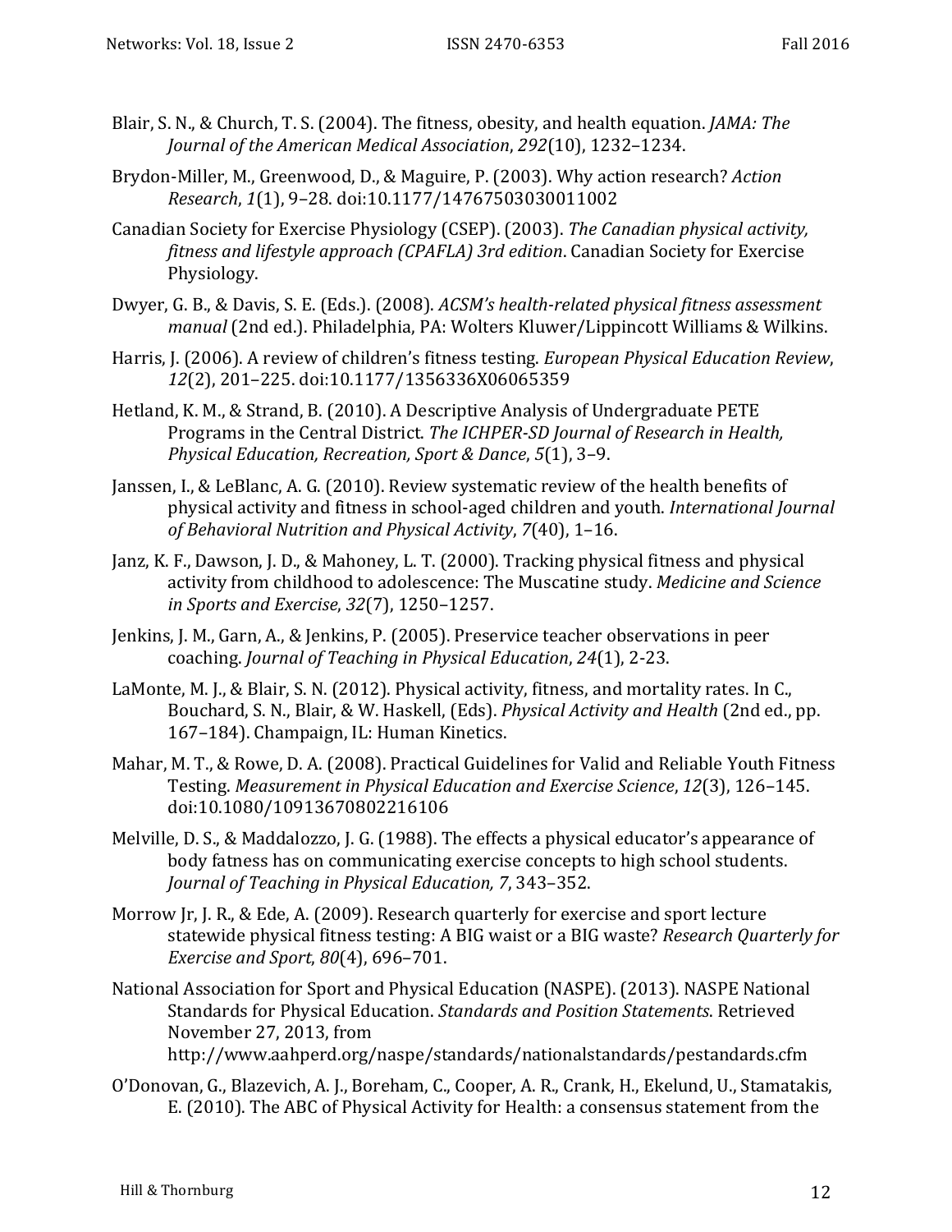Blair, S. N., & Church, T. S. (2004). The fitness, obesity, and health equation. *JAMA: The Journal of the American Medical Association*, *292*(10), 1232–1234.

Brydon-Miller, M., Greenwood, D., & Maguire, P. (2003). Why action research? *Action Research*, *1*(1), 9–28. doi:10.1177/14767503030011002

Canadian Society for Exercise Physiology (CSEP). (2003). *The Canadian physical activity, fitness and lifestyle approach (CPAFLA) 3rd edition*. Canadian Society for Exercise Physiology.

Dwyer, G. B., & Davis, S. E. (Eds.). (2008). *ACSM's health-related physical fitness assessment manual* (2nd ed.). Philadelphia, PA: Wolters Kluwer/Lippincott Williams & Wilkins.

Harris, J. (2006). A review of children's fitness testing. *European Physical Education Review*, *12*(2), 201–225. doi:10.1177/1356336X06065359

Hetland, K. M., & Strand, B. (2010). A Descriptive Analysis of Undergraduate PETE Programs in the Central District. *The ICHPER-SD Journal of Research in Health, Physical Education, Recreation, Sport & Dance*, *5*(1), 3–9.

Janssen, I., & LeBlanc, A. G. (2010). Review systematic review of the health benefits of physical activity and fitness in school-aged children and youth. *International Journal of Behavioral Nutrition and Physical Activity*, *7*(40), 1–16.

Janz, K. F., Dawson, J. D., & Mahoney, L. T. (2000). Tracking physical fitness and physical activity from childhood to adolescence: The Muscatine study. *Medicine and Science in Sports and Exercise*, *32*(7), 1250–1257.

Jenkins, J. M., Garn, A., & Jenkins, P. (2005). Preservice teacher observations in peer coaching. *Journal of Teaching in Physical Education*, *24*(1), 2-23.

LaMonte, M. J., & Blair, S. N. (2012). Physical activity, fitness, and mortality rates. In C., Bouchard, S. N., Blair, & W. Haskell, (Eds). *Physical Activity and Health* (2nd ed., pp. 167–184). Champaign, IL: Human Kinetics.

Mahar, M. T., & Rowe, D. A. (2008). Practical Guidelines for Valid and Reliable Youth Fitness Testing. *Measurement in Physical Education and Exercise Science*, *12*(3), 126–145. doi:10.1080/10913670802216106

Melville, D. S., & Maddalozzo, J. G. (1988). The effects a physical educator's appearance of body fatness has on communicating exercise concepts to high school students. *Journal of Teaching in Physical Education, 7*, 343–352.

Morrow Jr, J. R., & Ede, A. (2009). Research quarterly for exercise and sport lecture statewide physical fitness testing: A BIG waist or a BIG waste? *Research Quarterly for Exercise and Sport*, *80*(4), 696–701.

National Association for Sport and Physical Education (NASPE). (2013). NASPE National Standards for Physical Education. *Standards and Position Statements*. Retrieved November 27, 2013, from http://www.aahperd.org/naspe/standards/nationalstandards/pestandards.cfm

O'Donovan, G., Blazevich, A. J., Boreham, C., Cooper, A. R., Crank, H., Ekelund, U., Stamatakis, E. (2010). The ABC of Physical Activity for Health: a consensus statement from the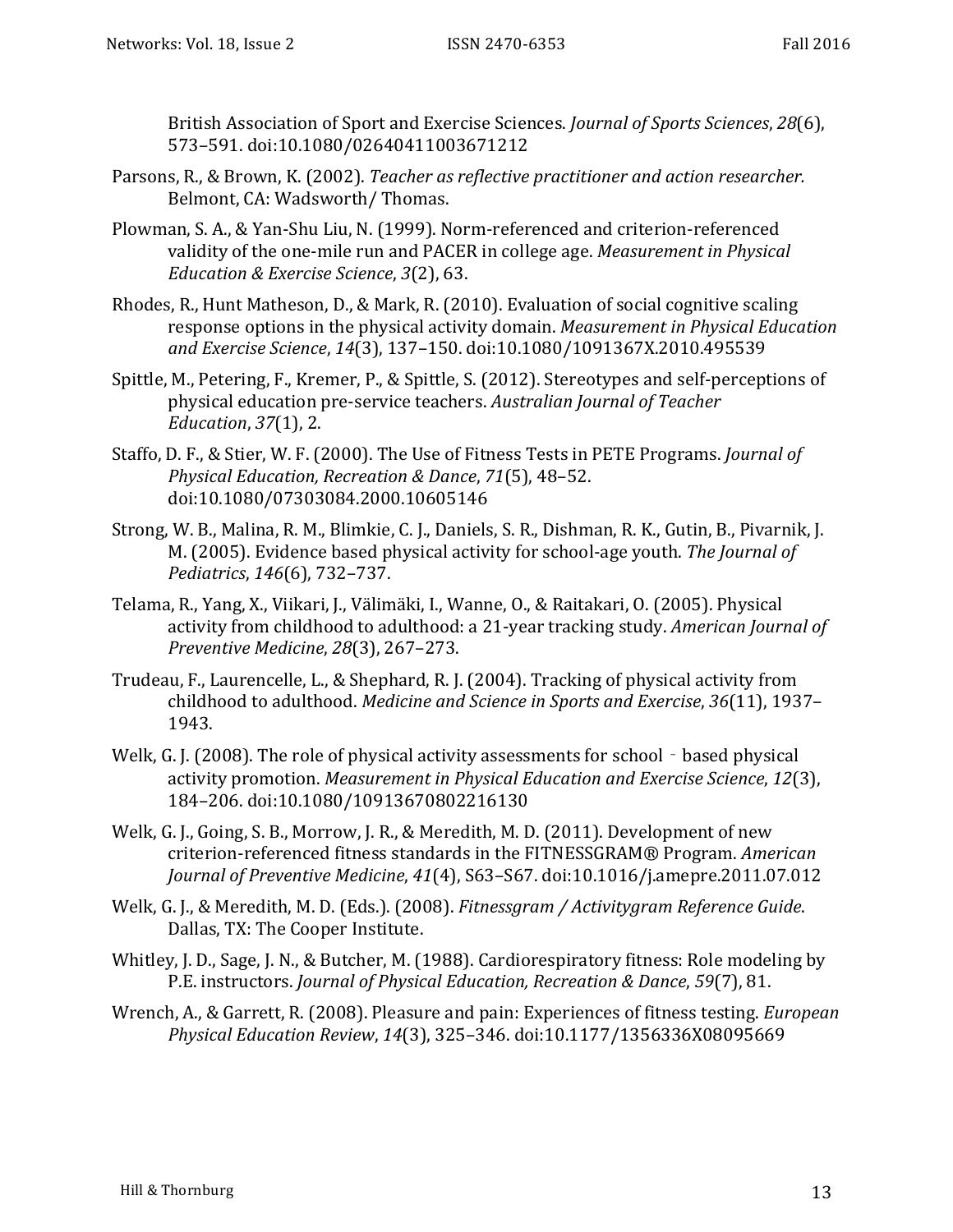British Association of Sport and Exercise Sciences. *Journal of Sports Sciences*, *28*(6), 573–591. doi:10.1080/02640411003671212

Parsons, R., & Brown, K. (2002). *Teacher as reflective practitioner and action researcher.* Belmont, CA: Wadsworth/ Thomas.

Plowman, S. A., & Yan-Shu Liu, N. (1999). Norm-referenced and criterion-referenced validity of the one-mile run and PACER in college age. *Measurement in Physical Education & Exercise Science*, *3*(2), 63.

Rhodes, R., Hunt Matheson, D., & Mark, R. (2010). Evaluation of social cognitive scaling response options in the physical activity domain. *Measurement in Physical Education and Exercise Science*, *14*(3), 137–150. doi:10.1080/1091367X.2010.495539

Spittle, M., Petering, F., Kremer, P., & Spittle, S. (2012). Stereotypes and self-perceptions of physical education pre-service teachers. *Australian Journal of Teacher Education*, *37*(1), 2.

Staffo, D. F., & Stier, W. F. (2000). The Use of Fitness Tests in PETE Programs. *Journal of Physical Education, Recreation & Dance*, *71*(5), 48–52. doi:10.1080/07303084.2000.10605146

Strong, W. B., Malina, R. M., Blimkie, C. J., Daniels, S. R., Dishman, R. K., Gutin, B., Pivarnik, J. M. (2005). Evidence based physical activity for school-age youth. *The Journal of Pediatrics*, *146*(6), 732–737.

Telama, R., Yang, X., Viikari, J., Välimäki, I., Wanne, O., & Raitakari, O. (2005). Physical activity from childhood to adulthood: a 21-year tracking study. *American Journal of Preventive Medicine*, *28*(3), 267–273.

Trudeau, F., Laurencelle, L., & Shephard, R. J. (2004). Tracking of physical activity from childhood to adulthood. *Medicine and Science in Sports and Exercise*, *36*(11), 1937–1943.

Welk, G. J. (2008). The role of physical activity assessments for school‐based physical activity promotion. *Measurement in Physical Education and Exercise Science*, *12*(3), 184–206. doi:10.1080/10913670802216130

Welk, G. J., Going, S. B., Morrow, J. R., & Meredith, M. D. (2011). Development of new criterion-referenced fitness standards in the FITNESSGRAM® Program. *American Journal of Preventive Medicine*, *41*(4), S63–S67. doi:10.1016/j.amepre.2011.07.012

Welk, G. J., & Meredith, M. D. (Eds.). (2008). *Fitnessgram / Activitygram Reference Guide*. Dallas, TX: The Cooper Institute.

Whitley, J. D., Sage, J. N., & Butcher, M. (1988). Cardiorespiratory fitness: Role modeling by P.E. instructors. *Journal of Physical Education, Recreation & Dance*, *59*(7), 81.

Wrench, A., & Garrett, R. (2008). Pleasure and pain: Experiences of fitness testing. *European Physical Education Review*, *14*(3), 325–346. doi:10.1177/1356336X08095669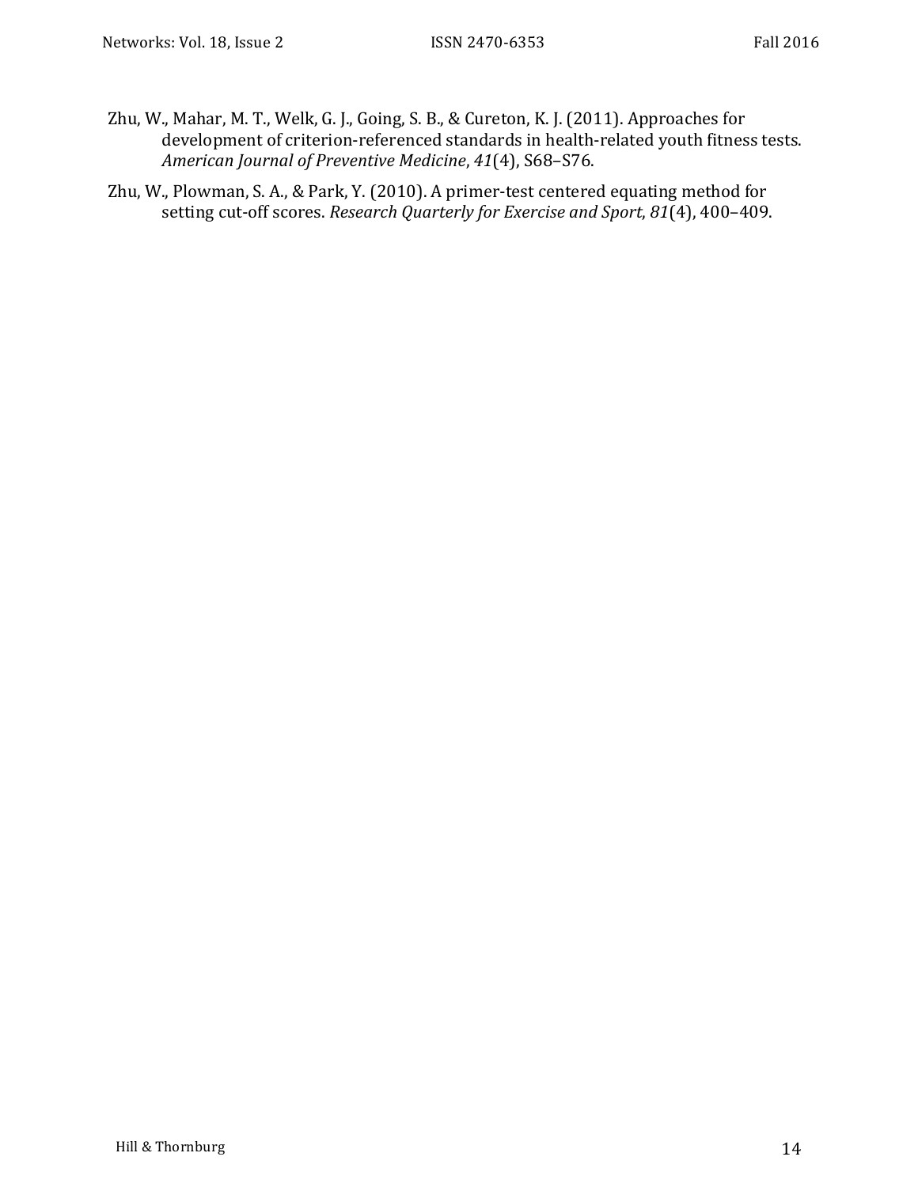Zhu, W., Mahar, M. T., Welk, G. J., Going, S. B., & Cureton, K. J. (2011). Approaches for development of criterion-referenced standards in health-related youth fitness tests. *American Journal of Preventive Medicine*, *41*(4), S68–S76.

Zhu, W., Plowman, S. A., & Park, Y. (2010). A primer-test centered equating method for setting cut-off scores. *Research Quarterly for Exercise and Sport*, *81*(4), 400–409.